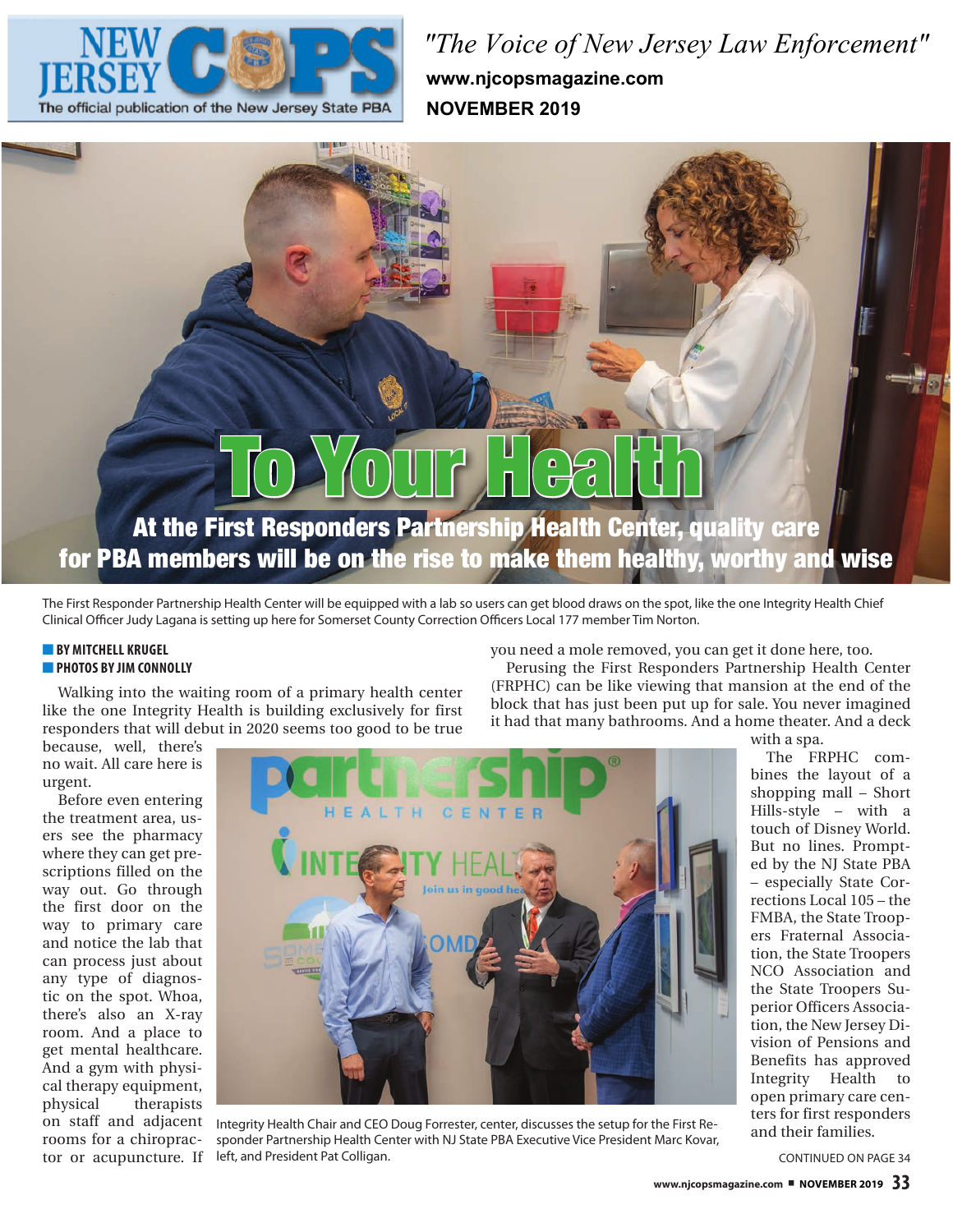# To Your Health

## At the First Responders Partnership Health Center, quality care for PBA members will be on the rise to make them healthy, worthy and wise

The First Responder Partnership Health Center will be equipped with a lab so users can get blood draws on the spot, like the one Integrity Health Chief Clinical Officer Judy Lagana is setting up here for Somerset County Correction Officers Local 177 member Tim Norton.

**BY MITCHELL KRUGEL**
**PHOTOS BY JIM CONNOLLY**

Walking into the waiting room of a primary health center like the one Integrity Health is building exclusively for first responders that will debut in 2020 seems too good to be true because, well, there's no wait. All care here is urgent.

Before even entering the treatment area, users see the pharmacy where they can get prescriptions filled on the way out. Go through the first door on the way to primary care and notice the lab that can process just about any type of diagnostic on the spot. Whoa, there's also an X-ray room. And a place to get mental healthcare. And a gym with physical therapy equipment, physical therapists on staff and adjacent rooms for a chiropractor or acupuncture. If you need a mole removed, you can get it done here, too.

Perusing the First Responders Partnership Health Center (FRPHC) can be like viewing that mansion at the end of the block that has just been put up for sale. You never imagined it had that many bathrooms. And a home theater. And a deck with a spa.

Integrity Health Chair and CEO Doug Forrester, center, discusses the setup for the First Responder Partnership Health Center with NJ State PBA Executive Vice President Marc Kovar, left, and President Pat Colligan.

The FRPHC combines the layout of a shopping mall – Short Hills-style – with a touch of Disney World. But no lines. Prompted by the NJ State PBA – especially State Corrections Local 105 – the FMBA, the State Troopers Fraternal Association, the State Troopers NCO Association and the State Troopers Superior Officers Association, the New Jersey Division of Pensions and Benefits has approved Integrity Health to open primary care centers for first responders and their families.

CONTINUED ON PAGE 34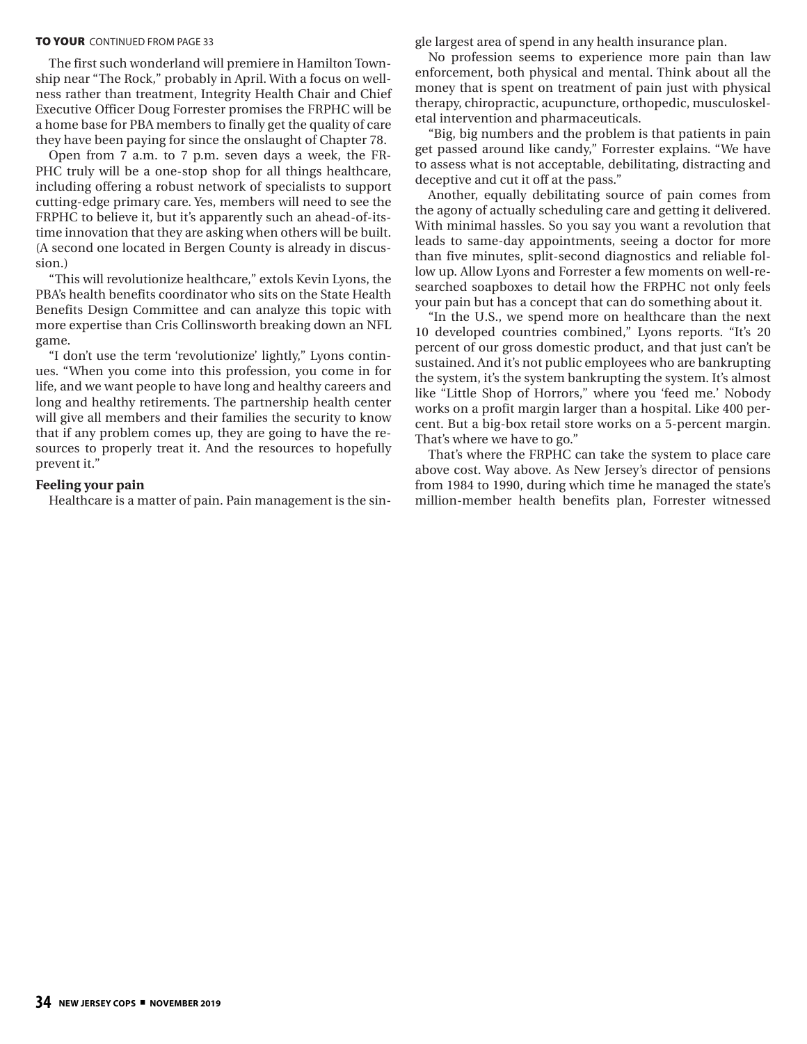**TO YOUR** CONTINUED FROM PAGE 33

The first such wonderland will premiere in Hamilton Township near "The Rock," probably in April. With a focus on wellness rather than treatment, Integrity Health Chair and Chief Executive Officer Doug Forrester promises the FRPHC will be a home base for PBA members to finally get the quality of care they have been paying for since the onslaught of Chapter 78.

Open from 7 a.m. to 7 p.m. seven days a week, the FRPHC truly will be a one-stop shop for all things healthcare, including offering a robust network of specialists to support cutting-edge primary care. Yes, members will need to see the FRPHC to believe it, but it's apparently such an ahead-of-its-time innovation that they are asking when others will be built. (A second one located in Bergen County is already in discussion.)

"This will revolutionize healthcare," extols Kevin Lyons, the PBA's health benefits coordinator who sits on the State Health Benefits Design Committee and can analyze this topic with more expertise than Cris Collinsworth breaking down an NFL game.

"I don't use the term 'revolutionize' lightly," Lyons continues. "When you come into this profession, you come in for life, and we want people to have long and healthy careers and long and healthy retirements. The partnership health center will give all members and their families the security to know that if any problem comes up, they are going to have the resources to properly treat it. And the resources to hopefully prevent it."

**Feeling your pain**

Healthcare is a matter of pain. Pain management is the single largest area of spend in any health insurance plan.

No profession seems to experience more pain than law enforcement, both physical and mental. Think about all the money that is spent on treatment of pain just with physical therapy, chiropractic, acupuncture, orthopedic, musculoskeletal intervention and pharmaceuticals.

"Big, big numbers and the problem is that patients in pain get passed around like candy," Forrester explains. "We have to assess what is not acceptable, debilitating, distracting and deceptive and cut it off at the pass."

Another, equally debilitating source of pain comes from the agony of actually scheduling care and getting it delivered. With minimal hassles. So you say you want a revolution that leads to same-day appointments, seeing a doctor for more than five minutes, split-second diagnostics and reliable follow up. Allow Lyons and Forrester a few moments on well-researched soapboxes to detail how the FRPHC not only feels your pain but has a concept that can do something about it.

"In the U.S., we spend more on healthcare than the next 10 developed countries combined," Lyons reports. "It's 20 percent of our gross domestic product, and that just can't be sustained. And it's not public employees who are bankrupting the system, it's the system bankrupting the system. It's almost like "Little Shop of Horrors," where you 'feed me.' Nobody works on a profit margin larger than a hospital. Like 400 percent. But a big-box retail store works on a 5-percent margin. That's where we have to go."

That's where the FRPHC can take the system to place care above cost. Way above. As New Jersey's director of pensions from 1984 to 1990, during which time he managed the state's million-member health benefits plan, Forrester witnessed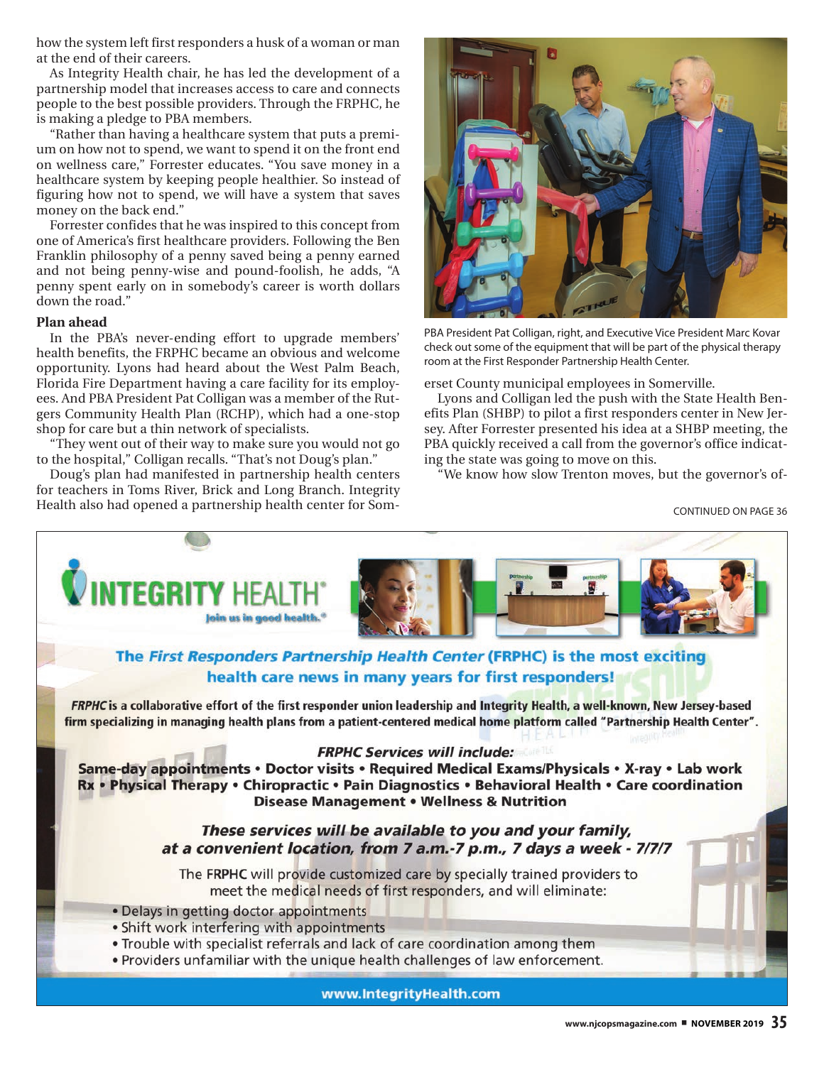how the system left first responders a husk of a woman or man at the end of their careers.

As Integrity Health chair, he has led the development of a partnership model that increases access to care and connects people to the best possible providers. Through the FRPHC, he is making a pledge to PBA members.

"Rather than having a healthcare system that puts a premium on how not to spend, we want to spend it on the front end on wellness care," Forrester educates. "You save money in a healthcare system by keeping people healthier. So instead of figuring how not to spend, we will have a system that saves money on the back end."

Forrester confides that he was inspired to this concept from one of America's first healthcare providers. Following the Ben Franklin philosophy of a penny saved being a penny earned and not being penny-wise and pound-foolish, he adds, "A penny spent early on in somebody's career is worth dollars down the road."

### Plan ahead

In the PBA's never-ending effort to upgrade members' health benefits, the FRPHC became an obvious and welcome opportunity. Lyons had heard about the West Palm Beach, Florida Fire Department having a care facility for its employees. And PBA President Pat Colligan was a member of the Rutgers Community Health Plan (RCHP), which had a one-stop shop for care but a thin network of specialists.

"They went out of their way to make sure you would not go to the hospital," Colligan recalls. "That's not Doug's plan."

Doug's plan had manifested in partnership health centers for teachers in Toms River, Brick and Long Branch. Integrity Health also had opened a partnership health center for Somerset County municipal employees in Somerville.

PBA President Pat Colligan, right, and Executive Vice President Marc Kovar check out some of the equipment that will be part of the physical therapy room at the First Responder Partnership Health Center.

Lyons and Colligan led the push with the State Health Benefits Plan (SHBP) to pilot a first responders center in New Jersey. After Forrester presented his idea at a SHBP meeting, the PBA quickly received a call from the governor's office indicating the state was going to move on this.

"We know how slow Trenton moves, but the governor's of-

CONTINUED ON PAGE 36

**INTEGRITY HEALTH®**
*Join us in good health.®*

**The *First Responders Partnership Health Center* (FRPHC) is the most exciting health care news in many years for first responders!**

***FRPHC*** **is a collaborative effort of the first responder union leadership and Integrity Health, a well-known, New Jersey-based firm specializing in managing health plans from a patient-centered medical home platform called "Partnership Health Center".**

***FRPHC Services will include:***
**Same-day appointments • Doctor visits • Required Medical Exams/Physicals • X-ray • Lab work Rx • Physical Therapy • Chiropractic • Pain Diagnostics • Behavioral Health • Care coordination Disease Management • Wellness & Nutrition**

***These services will be available to you and your family, at a convenient location, from 7 a.m.-7 p.m., 7 days a week - 7/7/7***

The **FRPHC** will provide customized care by specially trained providers to meet the medical needs of first responders, and will eliminate:

- Delays in getting doctor appointments
- Shift work interfering with appointments
- Trouble with specialist referrals and lack of care coordination among them
- Providers unfamiliar with the unique health challenges of law enforcement.

**www.IntegrityHealth.com**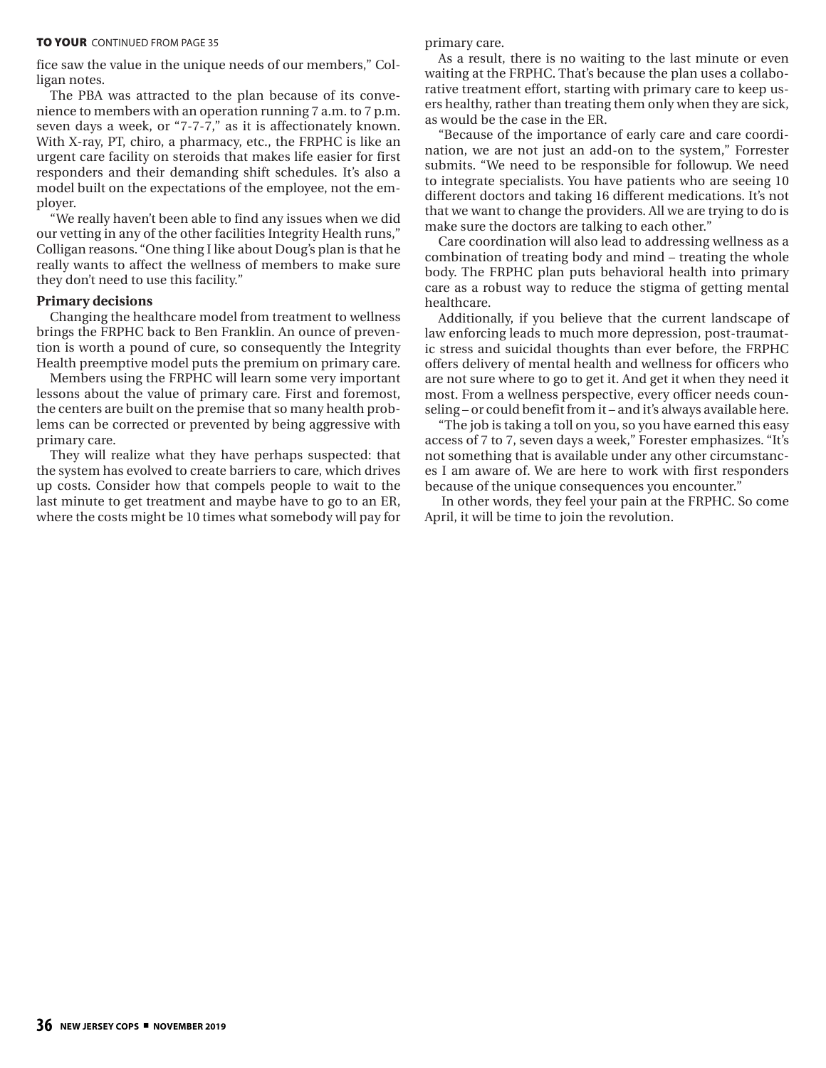**TO YOUR** CONTINUED FROM PAGE 35

fice saw the value in the unique needs of our members," Colligan notes.

The PBA was attracted to the plan because of its convenience to members with an operation running 7 a.m. to 7 p.m. seven days a week, or "7-7-7," as it is affectionately known. With X-ray, PT, chiro, a pharmacy, etc., the FRPHC is like an urgent care facility on steroids that makes life easier for first responders and their demanding shift schedules. It's also a model built on the expectations of the employee, not the employer.

"We really haven't been able to find any issues when we did our vetting in any of the other facilities Integrity Health runs," Colligan reasons. "One thing I like about Doug's plan is that he really wants to affect the wellness of members to make sure they don't need to use this facility."

### Primary decisions

Changing the healthcare model from treatment to wellness brings the FRPHC back to Ben Franklin. An ounce of prevention is worth a pound of cure, so consequently the Integrity Health preemptive model puts the premium on primary care.

Members using the FRPHC will learn some very important lessons about the value of primary care. First and foremost, the centers are built on the premise that so many health problems can be corrected or prevented by being aggressive with primary care.

They will realize what they have perhaps suspected: that the system has evolved to create barriers to care, which drives up costs. Consider how that compels people to wait to the last minute to get treatment and maybe have to go to an ER, where the costs might be 10 times what somebody will pay for primary care.

As a result, there is no waiting to the last minute or even waiting at the FRPHC. That's because the plan uses a collaborative treatment effort, starting with primary care to keep users healthy, rather than treating them only when they are sick, as would be the case in the ER.

"Because of the importance of early care and care coordination, we are not just an add-on to the system," Forrester submits. "We need to be responsible for followup. We need to integrate specialists. You have patients who are seeing 10 different doctors and taking 16 different medications. It's not that we want to change the providers. All we are trying to do is make sure the doctors are talking to each other."

Care coordination will also lead to addressing wellness as a combination of treating body and mind – treating the whole body. The FRPHC plan puts behavioral health into primary care as a robust way to reduce the stigma of getting mental healthcare.

Additionally, if you believe that the current landscape of law enforcing leads to much more depression, post-traumatic stress and suicidal thoughts than ever before, the FRPHC offers delivery of mental health and wellness for officers who are not sure where to go to get it. And get it when they need it most. From a wellness perspective, every officer needs counseling – or could benefit from it – and it's always available here.

"The job is taking a toll on you, so you have earned this easy access of 7 to 7, seven days a week," Forester emphasizes. "It's not something that is available under any other circumstances I am aware of. We are here to work with first responders because of the unique consequences you encounter."

In other words, they feel your pain at the FRPHC. So come April, it will be time to join the revolution.